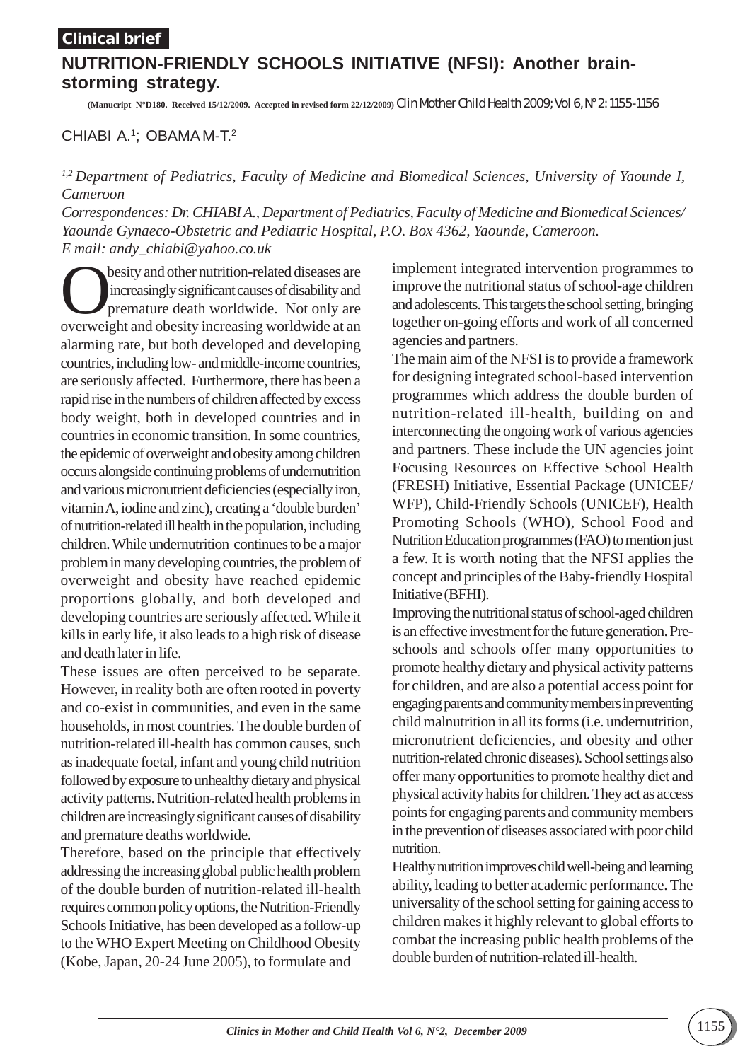**Clinical brief**

# NUTRITION-FRIENDLY SCHOOLS INITIATIVE (NFSI): Another brain-storming strategy.

(Manucript N°D180. Received 15/12/2009. Accepted in revised form 22/12/2009) Clin Mother Child Health 2009; Vol 6, N° 2: 1155-1156

CHIABI A.[1]; OBAMA M-T.[2]

*[1,2] Department of Pediatrics, Faculty of Medicine and Biomedical Sciences, University of Yaounde I, Cameroon*

*Correspondences: Dr. CHIABI A., Department of Pediatrics, Faculty of Medicine and Biomedical Sciences/ Yaounde Gynaeco-Obstetric and Pediatric Hospital, P.O. Box 4362, Yaounde, Cameroon.*

*E mail: andy_chiabi@yahoo.co.uk*

Obesity and other nutrition-related diseases are increasingly significant causes of disability and premature death worldwide. Not only are overweight and obesity increasing worldwide at an alarming rate, but both developed and developing countries, including low- and middle-income countries, are seriously affected. Furthermore, there has been a rapid rise in the numbers of children affected by excess body weight, both in developed countries and in countries in economic transition. In some countries, the epidemic of overweight and obesity among children occurs alongside continuing problems of undernutrition and various micronutrient deficiencies (especially iron, vitamin A, iodine and zinc), creating a 'double burden' of nutrition-related ill health in the population, including children. While undernutrition continues to be a major problem in many developing countries, the problem of overweight and obesity have reached epidemic proportions globally, and both developed and developing countries are seriously affected. While it kills in early life, it also leads to a high risk of disease and death later in life.

These issues are often perceived to be separate. However, in reality both are often rooted in poverty and co-exist in communities, and even in the same households, in most countries. The double burden of nutrition-related ill-health has common causes, such as inadequate foetal, infant and young child nutrition followed by exposure to unhealthy dietary and physical activity patterns. Nutrition-related health problems in children are increasingly significant causes of disability and premature deaths worldwide.

Therefore, based on the principle that effectively addressing the increasing global public health problem of the double burden of nutrition-related ill-health requires common policy options, the Nutrition-Friendly Schools Initiative, has been developed as a follow-up to the WHO Expert Meeting on Childhood Obesity (Kobe, Japan, 20-24 June 2005), to formulate and implement integrated intervention programmes to improve the nutritional status of school-age children and adolescents. This targets the school setting, bringing together on-going efforts and work of all concerned agencies and partners.

The main aim of the NFSI is to provide a framework for designing integrated school-based intervention programmes which address the double burden of nutrition-related ill-health, building on and interconnecting the ongoing work of various agencies and partners. These include the UN agencies joint Focusing Resources on Effective School Health (FRESH) Initiative, Essential Package (UNICEF/ WFP), Child-Friendly Schools (UNICEF), Health Promoting Schools (WHO), School Food and Nutrition Education programmes (FAO) to mention just a few. It is worth noting that the NFSI applies the concept and principles of the Baby-friendly Hospital Initiative (BFHI).

Improving the nutritional status of school-aged children is an effective investment for the future generation. Pre-schools and schools offer many opportunities to promote healthy dietary and physical activity patterns for children, and are also a potential access point for engaging parents and community members in preventing child malnutrition in all its forms (i.e. undernutrition, micronutrient deficiencies, and obesity and other nutrition-related chronic diseases). School settings also offer many opportunities to promote healthy diet and physical activity habits for children. They act as access points for engaging parents and community members in the prevention of diseases associated with poor child nutrition.

Healthy nutrition improves child well-being and learning ability, leading to better academic performance. The universality of the school setting for gaining access to children makes it highly relevant to global efforts to combat the increasing public health problems of the double burden of nutrition-related ill-health.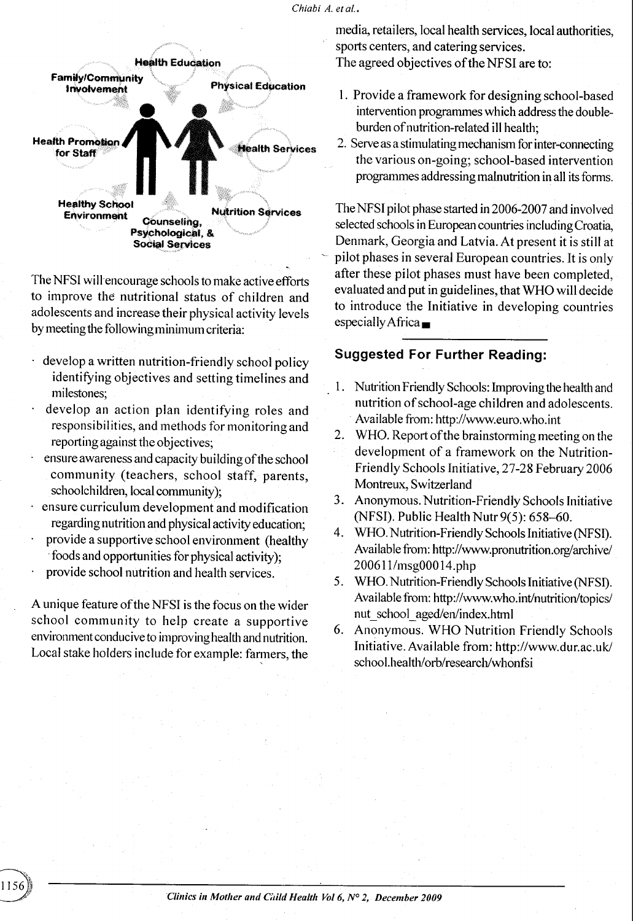Health Education

Family/Community Involvement

Physical Education

Health Promotion for Staff

Health Services

Healthy School Environment

Counseling, Psychological, & Social Services

Nutrition Services

The NFSI will encourage schools to make active efforts to improve the nutritional status of children and adolescents and increase their physical activity levels by meeting the following minimum criteria:

- develop a written nutrition-friendly school policy identifying objectives and setting timelines and milestones;
- develop an action plan identifying roles and responsibilities, and methods for monitoring and reporting against the objectives;
- ensure awareness and capacity building of the school community (teachers, school staff, parents, schoolchildren, local community);
- ensure curriculum development and modification regarding nutrition and physical activity education;
- provide a supportive school environment (healthy foods and opportunities for physical activity);
- provide school nutrition and health services.

A unique feature of the NFSI is the focus on the wider school community to help create a supportive environment conducive to improving health and nutrition. Local stake holders include for example: farmers, the media, retailers, local health services, local authorities, sports centers, and catering services.

The agreed objectives of the NFSI are to:

1. Provide a framework for designing school-based intervention programmes which address the double-burden of nutrition-related ill health;
2. Serve as a stimulating mechanism for inter-connecting the various on-going; school-based intervention programmes addressing malnutrition in all its forms.

The NFSI pilot phase started in 2006-2007 and involved selected schools in European countries including Croatia, Denmark, Georgia and Latvia. At present it is still at pilot phases in several European countries. It is only after these pilot phases must have been completed, evaluated and put in guidelines, that WHO will decide to introduce the Initiative in developing countries especially Africa ■

## Suggested For Further Reading:

1. Nutrition Friendly Schools: Improving the health and nutrition of school-age children and adolescents. Available from: http://www.euro.who.int
2. WHO. Report of the brainstorming meeting on the development of a framework on the Nutrition-Friendly Schools Initiative, 27-28 February 2006 Montreux, Switzerland
3. Anonymous. Nutrition-Friendly Schools Initiative (NFSI). Public Health Nutr 9(5): 658–60.
4. WHO. Nutrition-Friendly Schools Initiative (NFSI). Available from: http://www.pronutrition.org/archive/200611/msg00014.php
5. WHO. Nutrition-Friendly Schools Initiative (NFSI). Available from: http://www.who.int/nutrition/topics/nut_school_aged/en/index.html
6. Anonymous. WHO Nutrition Friendly Schools Initiative. Available from: http://www.dur.ac.uk/school.health/orb/research/whonfsi